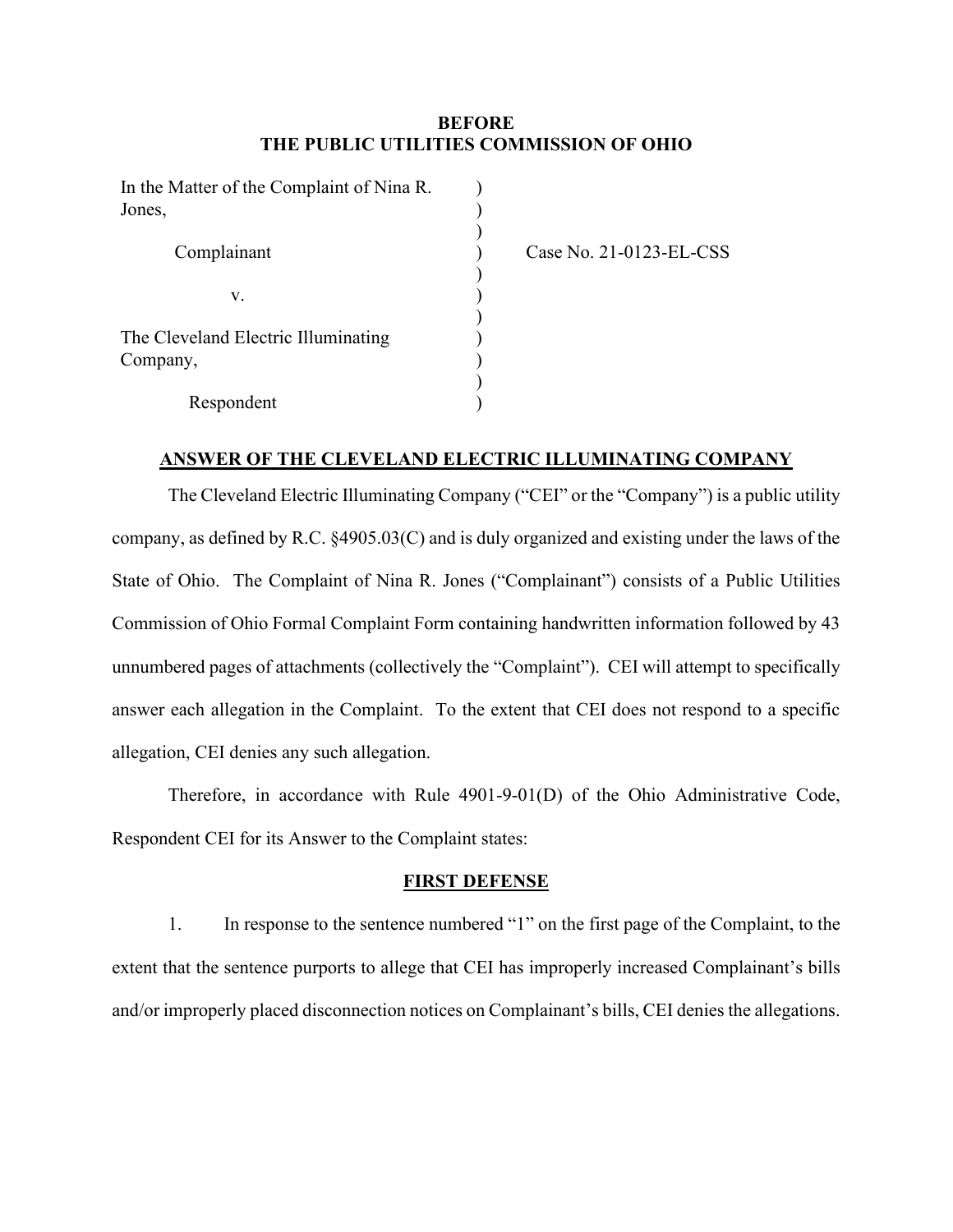**BEFORE**
**THE PUBLIC UTILITIES COMMISSION OF OHIO**

| | | |
|---|---|---|
| In the Matter of the Complaint of Nina R. Jones, | ) | |
| Complainant | ) | Case No. 21-0123-EL-CSS |
| v. | ) | |
| The Cleveland Electric Illuminating Company, | ) | |
| Respondent | ) | |

## ANSWER OF THE CLEVELAND ELECTRIC ILLUMINATING COMPANY

The Cleveland Electric Illuminating Company ("CEI" or the "Company") is a public utility company, as defined by R.C. §4905.03(C) and is duly organized and existing under the laws of the State of Ohio. The Complaint of Nina R. Jones ("Complainant") consists of a Public Utilities Commission of Ohio Formal Complaint Form containing handwritten information followed by 43 unnumbered pages of attachments (collectively the "Complaint"). CEI will attempt to specifically answer each allegation in the Complaint. To the extent that CEI does not respond to a specific allegation, CEI denies any such allegation.

Therefore, in accordance with Rule 4901-9-01(D) of the Ohio Administrative Code, Respondent CEI for its Answer to the Complaint states:

## FIRST DEFENSE

1. In response to the sentence numbered "1" on the first page of the Complaint, to the extent that the sentence purports to allege that CEI has improperly increased Complainant's bills and/or improperly placed disconnection notices on Complainant's bills, CEI denies the allegations.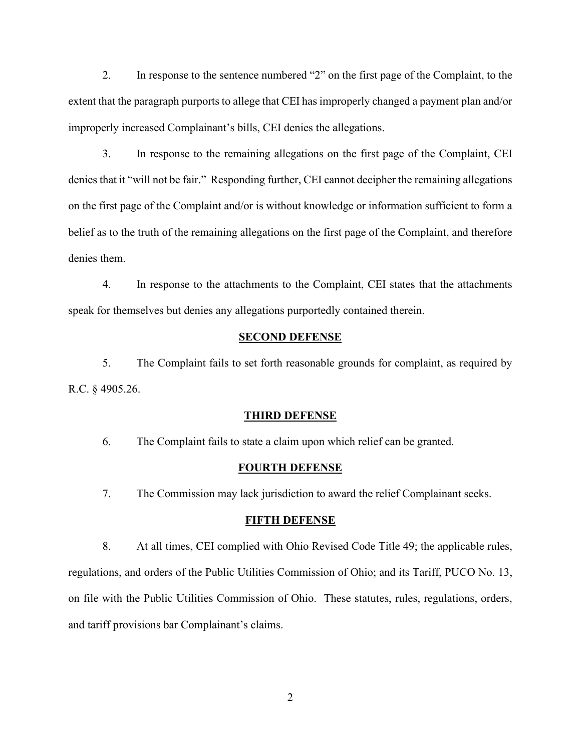2. In response to the sentence numbered "2" on the first page of the Complaint, to the extent that the paragraph purports to allege that CEI has improperly changed a payment plan and/or improperly increased Complainant's bills, CEI denies the allegations.

3. In response to the remaining allegations on the first page of the Complaint, CEI denies that it "will not be fair." Responding further, CEI cannot decipher the remaining allegations on the first page of the Complaint and/or is without knowledge or information sufficient to form a belief as to the truth of the remaining allegations on the first page of the Complaint, and therefore denies them.

4. In response to the attachments to the Complaint, CEI states that the attachments speak for themselves but denies any allegations purportedly contained therein.

**SECOND DEFENSE**

5. The Complaint fails to set forth reasonable grounds for complaint, as required by R.C. § 4905.26.

**THIRD DEFENSE**

6. The Complaint fails to state a claim upon which relief can be granted.

**FOURTH DEFENSE**

7. The Commission may lack jurisdiction to award the relief Complainant seeks.

**FIFTH DEFENSE**

8. At all times, CEI complied with Ohio Revised Code Title 49; the applicable rules, regulations, and orders of the Public Utilities Commission of Ohio; and its Tariff, PUCO No. 13, on file with the Public Utilities Commission of Ohio. These statutes, rules, regulations, orders, and tariff provisions bar Complainant's claims.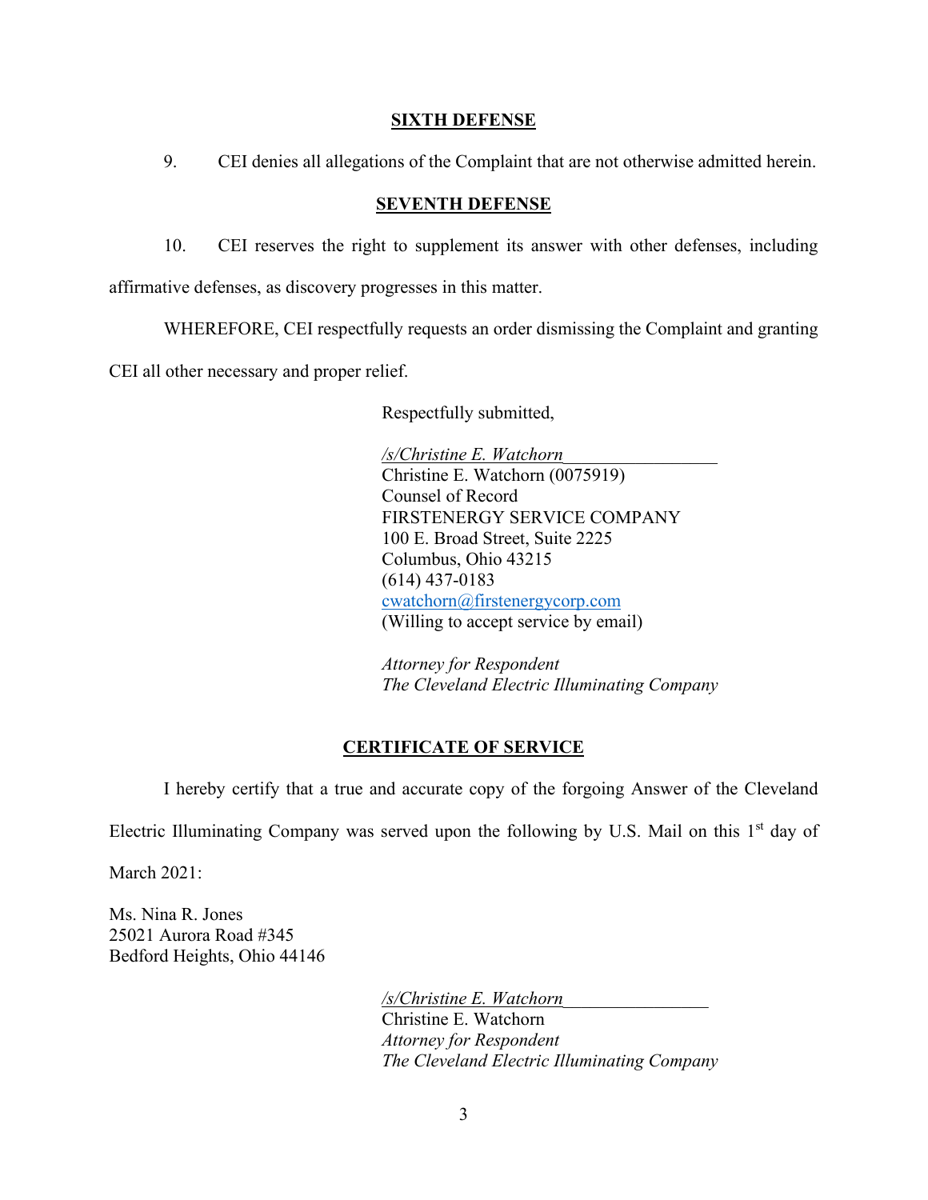## SIXTH DEFENSE

9. CEI denies all allegations of the Complaint that are not otherwise admitted herein.

## SEVENTH DEFENSE

10. CEI reserves the right to supplement its answer with other defenses, including affirmative defenses, as discovery progresses in this matter.

WHEREFORE, CEI respectfully requests an order dismissing the Complaint and granting CEI all other necessary and proper relief.

Respectfully submitted,

*/s/Christine E. Watchorn*
Christine E. Watchorn (0075919)
Counsel of Record
FIRSTENERGY SERVICE COMPANY
100 E. Broad Street, Suite 2225
Columbus, Ohio 43215
(614) 437-0183
cwatchorn@firstenergycorp.com
(Willing to accept service by email)

*Attorney for Respondent*
*The Cleveland Electric Illuminating Company*

## CERTIFICATE OF SERVICE

I hereby certify that a true and accurate copy of the forgoing Answer of the Cleveland Electric Illuminating Company was served upon the following by U.S. Mail on this 1st day of March 2021:

Ms. Nina R. Jones
25021 Aurora Road #345
Bedford Heights, Ohio 44146

*/s/Christine E. Watchorn*
Christine E. Watchorn
*Attorney for Respondent*
*The Cleveland Electric Illuminating Company*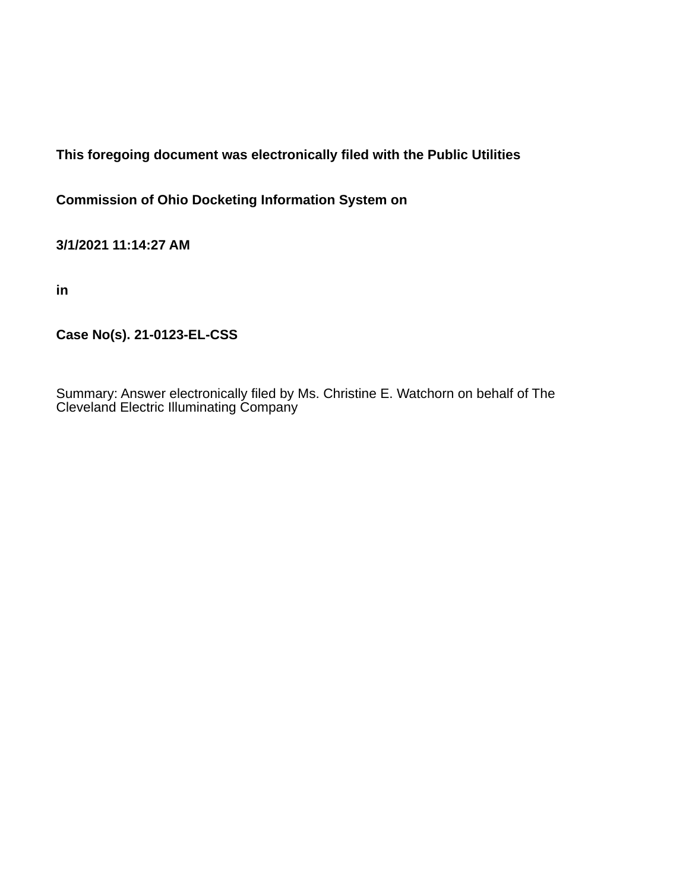**This foregoing document was electronically filed with the Public Utilities**

**Commission of Ohio Docketing Information System on**

**3/1/2021 11:14:27 AM**

**in**

**Case No(s). 21-0123-EL-CSS**

Summary: Answer electronically filed by Ms. Christine E. Watchorn on behalf of The Cleveland Electric Illuminating Company